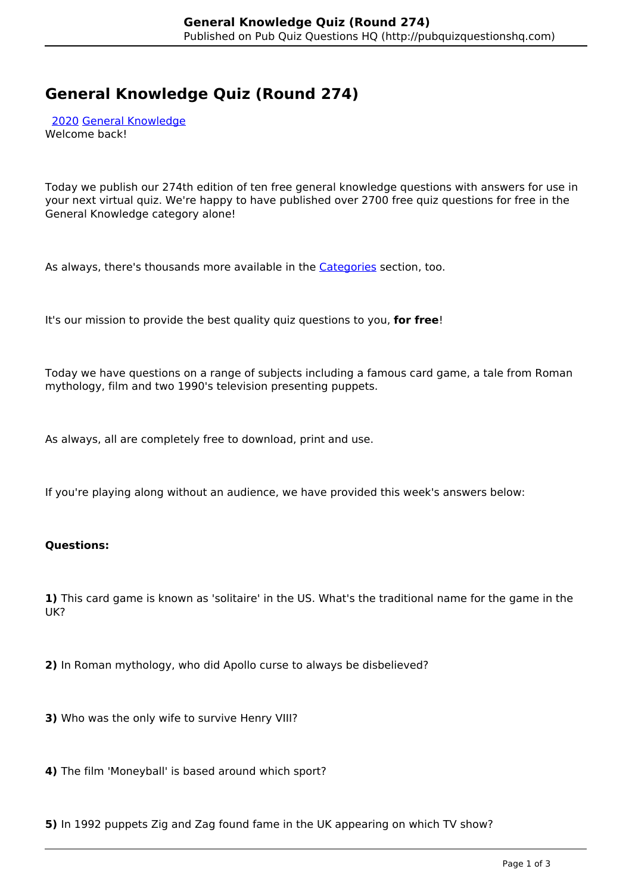# General Knowledge Quiz (Round 274)

2020 General Knowledge
Welcome back!

Today we publish our 274th edition of ten free general knowledge questions with answers for use in your next virtual quiz. We're happy to have published over 2700 free quiz questions for free in the General Knowledge category alone!

As always, there's thousands more available in the Categories section, too.

It's our mission to provide the best quality quiz questions to you, **for free**!

Today we have questions on a range of subjects including a famous card game, a tale from Roman mythology, film and two 1990's television presenting puppets.

As always, all are completely free to download, print and use.

If you're playing along without an audience, we have provided this week's answers below:

**Questions:**

**1)** This card game is known as 'solitaire' in the US. What's the traditional name for the game in the UK?

**2)** In Roman mythology, who did Apollo curse to always be disbelieved?

**3)** Who was the only wife to survive Henry VIII?

**4)** The film 'Moneyball' is based around which sport?

**5)** In 1992 puppets Zig and Zag found fame in the UK appearing on which TV show?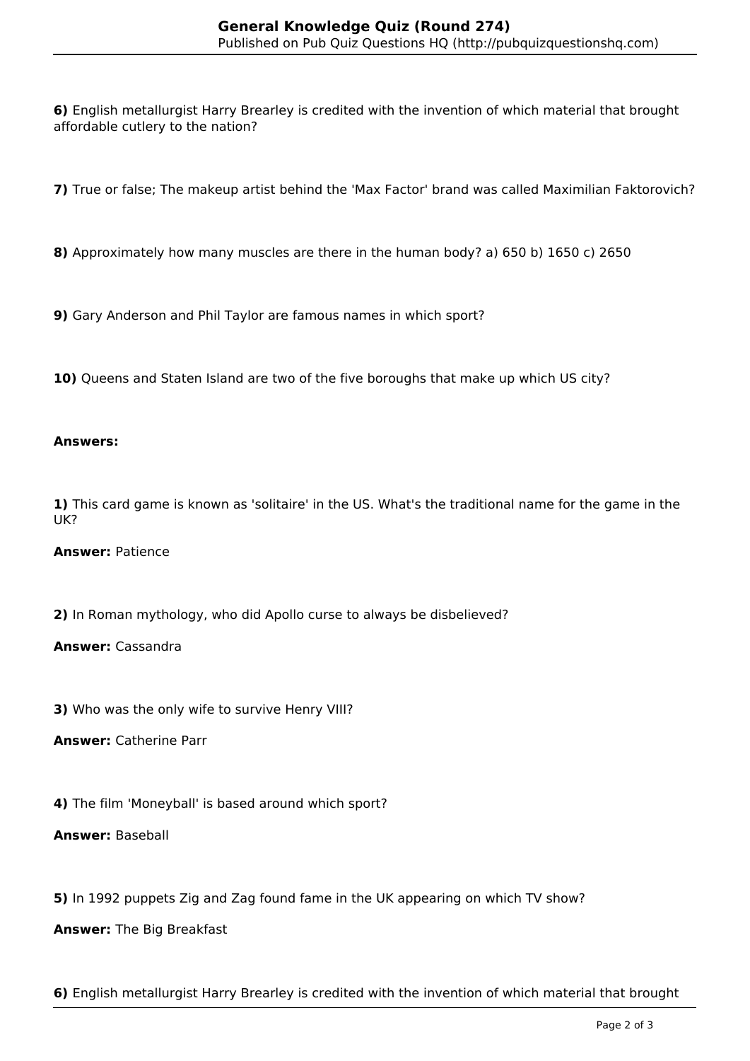**6)** English metallurgist Harry Brearley is credited with the invention of which material that brought affordable cutlery to the nation?

**7)** True or false; The makeup artist behind the 'Max Factor' brand was called Maximilian Faktorovich?

**8)** Approximately how many muscles are there in the human body? a) 650 b) 1650 c) 2650

**9)** Gary Anderson and Phil Taylor are famous names in which sport?

**10)** Queens and Staten Island are two of the five boroughs that make up which US city?

**Answers:**

**1)** This card game is known as 'solitaire' in the US. What's the traditional name for the game in the UK?

**Answer:** Patience

**2)** In Roman mythology, who did Apollo curse to always be disbelieved?

**Answer:** Cassandra

**3)** Who was the only wife to survive Henry VIII?

**Answer:** Catherine Parr

**4)** The film 'Moneyball' is based around which sport?

**Answer:** Baseball

**5)** In 1992 puppets Zig and Zag found fame in the UK appearing on which TV show?

**Answer:** The Big Breakfast

**6)** English metallurgist Harry Brearley is credited with the invention of which material that brought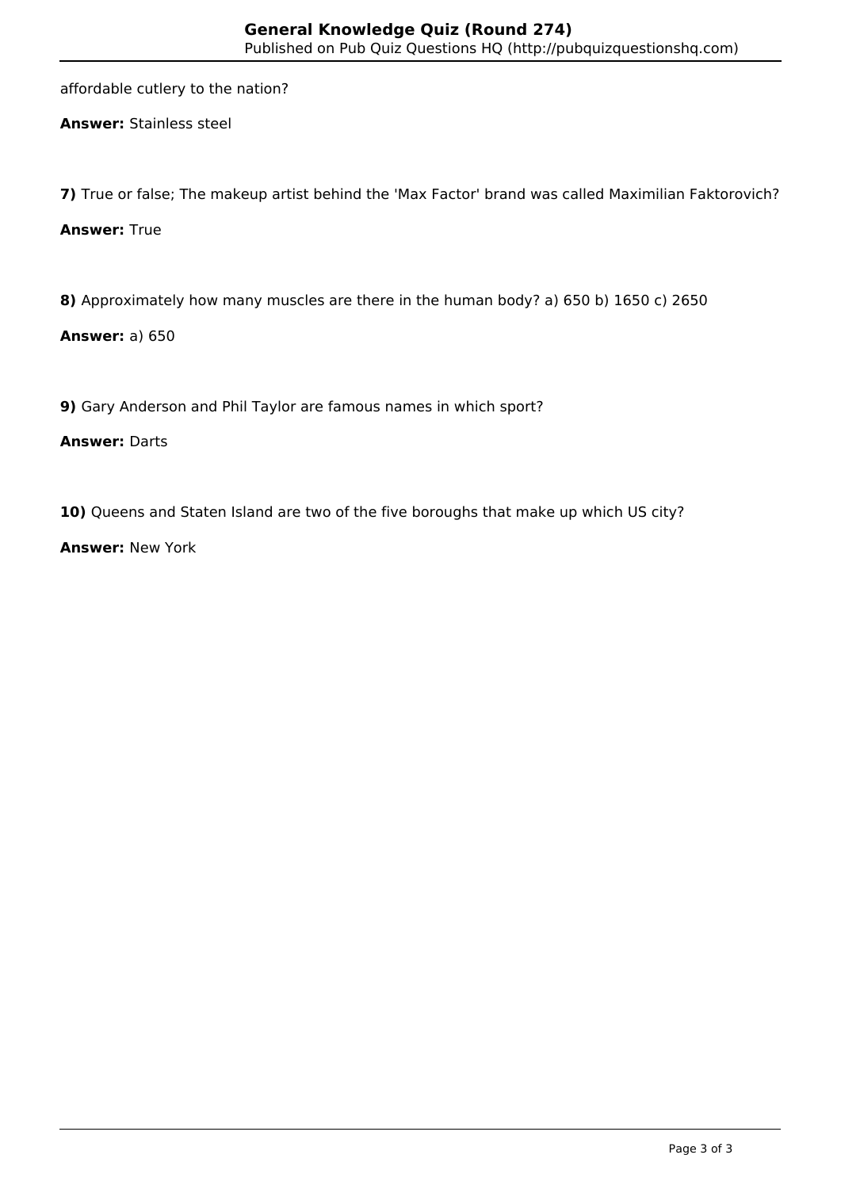affordable cutlery to the nation?

**Answer:** Stainless steel

**7)** True or false; The makeup artist behind the 'Max Factor' brand was called Maximilian Faktorovich?

**Answer:** True

**8)** Approximately how many muscles are there in the human body? a) 650 b) 1650 c) 2650

**Answer:** a) 650

**9)** Gary Anderson and Phil Taylor are famous names in which sport?

**Answer:** Darts

**10)** Queens and Staten Island are two of the five boroughs that make up which US city?

**Answer:** New York